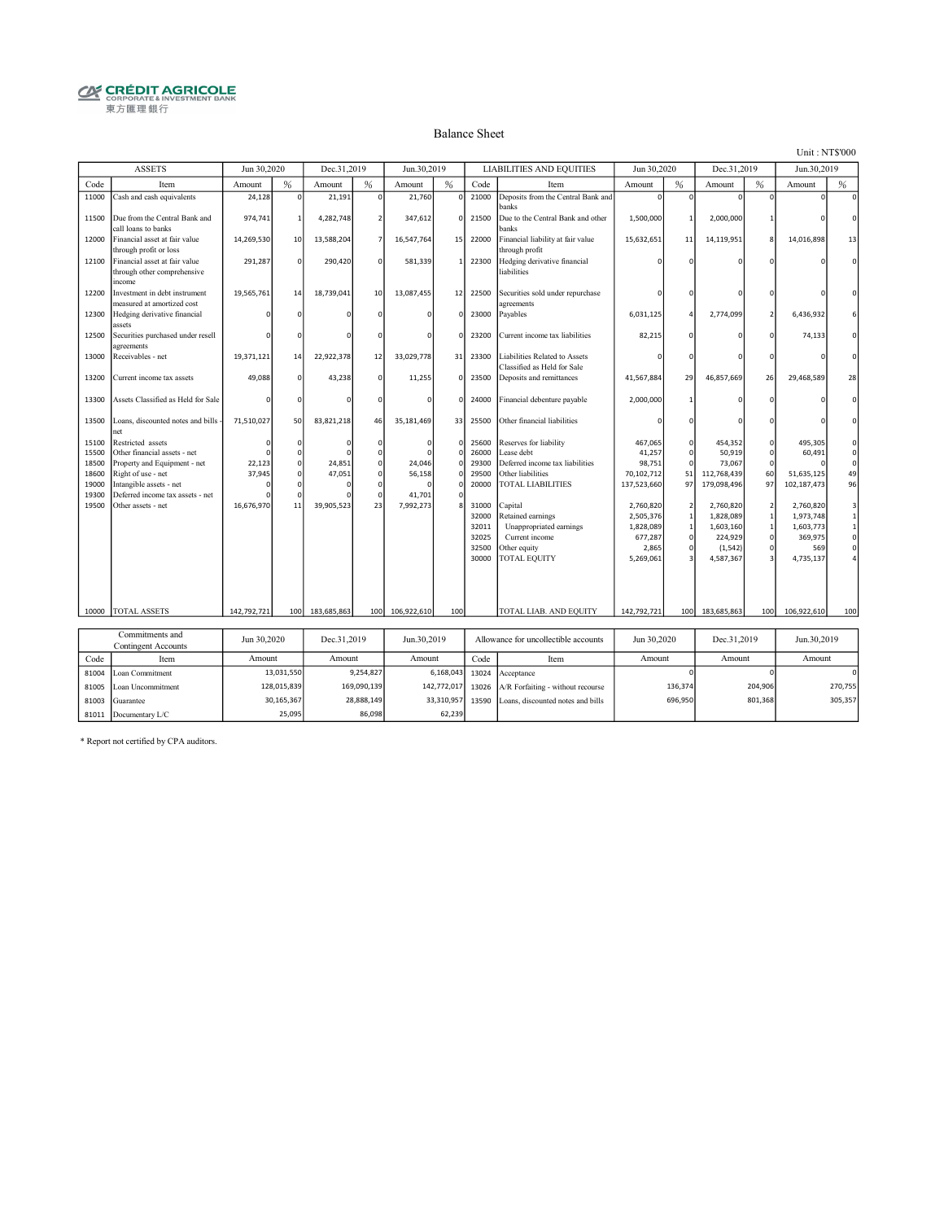CRÉDIT AGRICOLE
CORPORATE & INVESTMENT BANK
東方匯理銀行

# Balance Sheet

Unit : NT$'000

| ASSETS | | Jun 30,2020 | | Dec.31,2019 | | Jun.30,2019 | | LIABILITIES AND EQUITIES | | Jun 30,2020 | | Dec.31,2019 | | Jun.30,2019 | |
|---|---|---|---|---|---|---|---|---|---|---|---|---|---|---|---|
| Code | Item | Amount | % | Amount | % | Amount | % | Code | Item | Amount | % | Amount | % | Amount | % |
| 11000 | Cash and cash equivalents | 24,128 | 0 | 21,191 | 0 | 21,760 | 0 | 21000 | Deposits from the Central Bank and banks | 0 | 0 | 0 | 0 | 0 | 0 |
| 11500 | Due from the Central Bank and call loans to banks | 974,741 | 1 | 4,282,748 | 2 | 347,612 | 0 | 21500 | Due to the Central Bank and other banks | 1,500,000 | 1 | 2,000,000 | 1 | 0 | 0 |
| 12000 | Financial asset at fair value through profit or loss | 14,269,530 | 10 | 13,588,204 | 7 | 16,547,764 | 15 | 22000 | Financial liability at fair value through profit | 15,632,651 | 11 | 14,119,951 | 8 | 14,016,898 | 13 |
| 12100 | Financial asset at fair value through other comprehensive income | 291,287 | 0 | 290,420 | 0 | 581,339 | 1 | 22300 | Hedging derivative financial liabilities | 0 | 0 | 0 | 0 | 0 | 0 |
| 12200 | Investment in debt instrument measured at amortized cost | 19,565,761 | 14 | 18,739,041 | 10 | 13,087,455 | 12 | 22500 | Securities sold under repurchase agreements | 0 | 0 | 0 | 0 | 0 | 0 |
| 12300 | Hedging derivative financial assets | 0 | 0 | 0 | 0 | 0 | 0 | 23000 | Payables | 6,031,125 | 4 | 2,774,099 | 2 | 6,436,932 | 6 |
| 12500 | Securities purchased under resell agreements | 0 | 0 | 0 | 0 | 0 | 0 | 23200 | Current income tax liabilities | 82,215 | 0 | 0 | 0 | 74,133 | 0 |
| 13000 | Receivables - net | 19,371,121 | 14 | 22,922,378 | 12 | 33,029,778 | 31 | 23300 | Liabilities Related to Assets Classified as Held for Sale | 0 | 0 | 0 | 0 | 0 | 0 |
| 13200 | Current income tax assets | 49,088 | 0 | 43,238 | 0 | 11,255 | 0 | 23500 | Deposits and remittances | 41,567,884 | 29 | 46,857,669 | 26 | 29,468,589 | 28 |
| 13300 | Assets Classified as Held for Sale | 0 | 0 | 0 | 0 | 0 | 0 | 24000 | Financial debenture payable | 2,000,000 | 1 | 0 | 0 | 0 | 0 |
| 13500 | Loans, discounted notes and bills - net | 71,510,027 | 50 | 83,821,218 | 46 | 35,181,469 | 33 | 25500 | Other financial liabilities | 0 | 0 | 0 | 0 | 0 | 0 |
| 15100 | Restricted assets | 0 | 0 | 0 | 0 | 0 | 0 | 25600 | Reserves for liability | 467,065 | 0 | 454,352 | 0 | 495,305 | 0 |
| 15500 | Other financial assets - net | 0 | 0 | 0 | 0 | 0 | 0 | 26000 | Lease debt | 41,257 | 0 | 50,919 | 0 | 60,491 | 0 |
| 18500 | Property and Equipment - net | 22,123 | 0 | 24,851 | 0 | 24,046 | 0 | 29300 | Deferred income tax liabilities | 98,751 | 0 | 73,067 | 0 | 0 | 0 |
| 18600 | Right of use - net | 37,945 | 0 | 47,051 | 0 | 56,158 | 0 | 29500 | Other liabilities | 70,102,712 | 51 | 112,768,439 | 60 | 51,635,125 | 49 |
| 19000 | Intangible assets - net | 0 | 0 | 0 | 0 | 0 | 0 | 20000 | TOTAL LIABILITIES | 137,523,660 | 97 | 179,098,496 | 97 | 102,187,473 | 96 |
| 19300 | Deferred income tax assets - net | 0 | 0 | 0 | 0 | 41,701 | 0 | | | | | | | | |
| 19500 | Other assets - net | 16,676,970 | 11 | 39,905,523 | 23 | 7,992,273 | 8 | 31000 | Capital | 2,760,820 | 2 | 2,760,820 | 2 | 2,760,820 | 3 |
| | | | | | | | | 32000 | Retained earnings | 2,505,376 | 1 | 1,828,089 | 1 | 1,973,748 | 1 |
| | | | | | | | | 32011 | Unappropriated earnings | 1,828,089 | 1 | 1,603,160 | 1 | 1,603,773 | 1 |
| | | | | | | | | 32025 | Current income | 677,287 | 0 | 224,929 | 0 | 369,975 | 0 |
| | | | | | | | | 32500 | Other equity | 2,865 | 0 | (1,542) | 0 | 569 | 0 |
| | | | | | | | | 30000 | TOTAL EQUITY | 5,269,061 | 3 | 4,587,367 | 3 | 4,735,137 | 4 |
| 10000 | TOTAL ASSETS | 142,792,721 | 100 | 183,685,863 | 100 | 106,922,610 | 100 | | TOTAL LIAB. AND EQUITY | 142,792,721 | 100 | 183,685,863 | 100 | 106,922,610 | 100 |

| Commitments and Contingent Accounts | | Jun 30,2020 | Dec.31,2019 | Jun.30,2019 | Allowance for uncollectible accounts | | Jun 30,2020 | Dec.31,2019 | Jun.30,2019 |
|---|---|---|---|---|---|---|---|---|---|
| Code | Item | Amount | Amount | Amount | Code | Item | Amount | Amount | Amount |
| 81004 | Loan Commitment | 13,031,550 | 9,254,827 | 6,168,043 | 13024 | Acceptance | 0 | 0 | 0 |
| 81005 | Loan Uncommitment | 128,015,839 | 169,090,139 | 142,772,017 | 13026 | A/R Forfaiting - without recourse | 136,374 | 204,906 | 270,755 |
| 81003 | Guarantee | 30,165,367 | 28,888,149 | 33,310,957 | 13590 | Loans, discounted notes and bills | 696,950 | 801,368 | 305,357 |
| 81011 | Documentary L/C | 25,095 | 86,098 | 62,239 | | | | | |

* Report not certified by CPA auditors.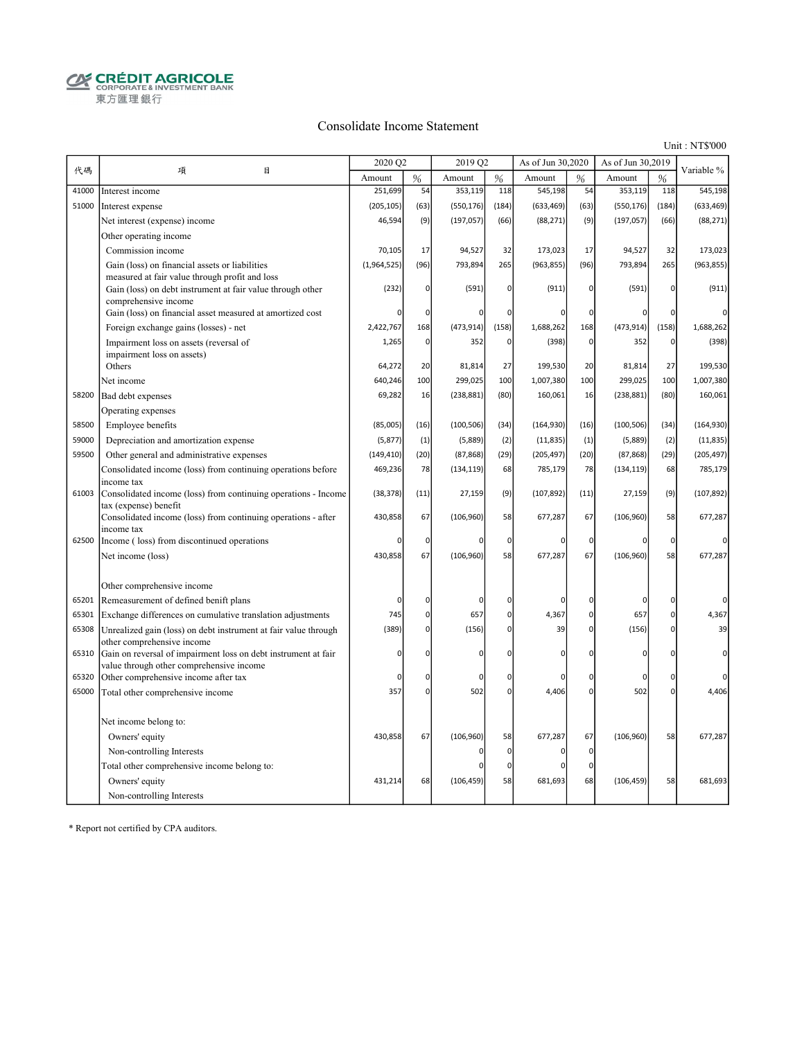CRÉDIT AGRICOLE
CORPORATE & INVESTMENT BANK
東方匯理銀行

# Consolidate Income Statement

Unit : NT$'000

| 代碼 | 項　　　目 | 2020 Q2 | | 2019 Q2 | | As of Jun 30,2020 | | As of Jun 30,2019 | | Variable % |
|---|---|---|---|---|---|---|---|---|---|---|
| | | Amount | % | Amount | % | Amount | % | Amount | % | |
| 41000 | Interest income | 251,699 | 54 | 353,119 | 118 | 545,198 | 54 | 353,119 | 118 | 545,198 |
| 51000 | Interest expense | (205,105) | (63) | (550,176) | (184) | (633,469) | (63) | (550,176) | (184) | (633,469) |
| | Net interest (expense) income | 46,594 | (9) | (197,057) | (66) | (88,271) | (9) | (197,057) | (66) | (88,271) |
| | Other operating income | | | | | | | | | |
| | Commission income | 70,105 | 17 | 94,527 | 32 | 173,023 | 17 | 94,527 | 32 | 173,023 |
| | Gain (loss) on financial assets or liabilities measured at fair value through profit and loss | (1,964,525) | (96) | 793,894 | 265 | (963,855) | (96) | 793,894 | 265 | (963,855) |
| | Gain (loss) on debt instrument at fair value through other comprehensive income | (232) | 0 | (591) | 0 | (911) | 0 | (591) | 0 | (911) |
| | Gain (loss) on financial asset measured at amortized cost | 0 | 0 | 0 | 0 | 0 | 0 | 0 | 0 | 0 |
| | Foreign exchange gains (losses) - net | 2,422,767 | 168 | (473,914) | (158) | 1,688,262 | 168 | (473,914) | (158) | 1,688,262 |
| | Impairment loss on assets (reversal of impairment loss on assets) | 1,265 | 0 | 352 | 0 | (398) | 0 | 352 | 0 | (398) |
| | Others | 64,272 | 20 | 81,814 | 27 | 199,530 | 20 | 81,814 | 27 | 199,530 |
| | Net income | 640,246 | 100 | 299,025 | 100 | 1,007,380 | 100 | 299,025 | 100 | 1,007,380 |
| 58200 | Bad debt expenses | 69,282 | 16 | (238,881) | (80) | 160,061 | 16 | (238,881) | (80) | 160,061 |
| | Operating expenses | | | | | | | | | |
| 58500 | Employee benefits | (85,005) | (16) | (100,506) | (34) | (164,930) | (16) | (100,506) | (34) | (164,930) |
| 59000 | Depreciation and amortization expense | (5,877) | (1) | (5,889) | (2) | (11,835) | (1) | (5,889) | (2) | (11,835) |
| 59500 | Other general and administrative expenses | (149,410) | (20) | (87,868) | (29) | (205,497) | (20) | (87,868) | (29) | (205,497) |
| | Consolidated income (loss) from continuing operations before income tax | 469,236 | 78 | (134,119) | 68 | 785,179 | 78 | (134,119) | 68 | 785,179 |
| 61003 | Consolidated income (loss) from continuing operations - Income tax (expense) benefit | (38,378) | (11) | 27,159 | (9) | (107,892) | (11) | 27,159 | (9) | (107,892) |
| | Consolidated income (loss) from continuing operations - after income tax | 430,858 | 67 | (106,960) | 58 | 677,287 | 67 | (106,960) | 58 | 677,287 |
| 62500 | Income ( loss) from discontinued operations | 0 | 0 | 0 | 0 | 0 | 0 | 0 | 0 | 0 |
| | Net income (loss) | 430,858 | 67 | (106,960) | 58 | 677,287 | 67 | (106,960) | 58 | 677,287 |
| | Other comprehensive income | | | | | | | | | |
| 65201 | Remeasurement of defined benift plans | 0 | 0 | 0 | 0 | 0 | 0 | 0 | 0 | 0 |
| 65301 | Exchange differences on cumulative translation adjustments | 745 | 0 | 657 | 0 | 4,367 | 0 | 657 | 0 | 4,367 |
| 65308 | Unrealized gain (loss) on debt instrument at fair value through other comprehensive income | (389) | 0 | (156) | 0 | 39 | 0 | (156) | 0 | 39 |
| 65310 | Gain on reversal of impairment loss on debt instrument at fair value through other comprehensive income | 0 | 0 | 0 | 0 | 0 | 0 | 0 | 0 | 0 |
| 65320 | Other comprehensive income after tax | 0 | 0 | 0 | 0 | 0 | 0 | 0 | 0 | 0 |
| 65000 | Total other comprehensive income | 357 | 0 | 502 | 0 | 4,406 | 0 | 502 | 0 | 4,406 |
| | Net income belong to: | | | | | | | | | |
| | Owners' equity | 430,858 | 67 | (106,960) | 58 | 677,287 | 67 | (106,960) | 58 | 677,287 |
| | Non-controlling Interests | | | 0 | 0 | 0 | 0 | | | |
| | Total other comprehensive income belong to: | | | 0 | 0 | 0 | 0 | | | |
| | Owners' equity | 431,214 | 68 | (106,459) | 58 | 681,693 | 68 | (106,459) | 58 | 681,693 |
| | Non-controlling Interests | | | | | | | | | |

* Report not certified by CPA auditors.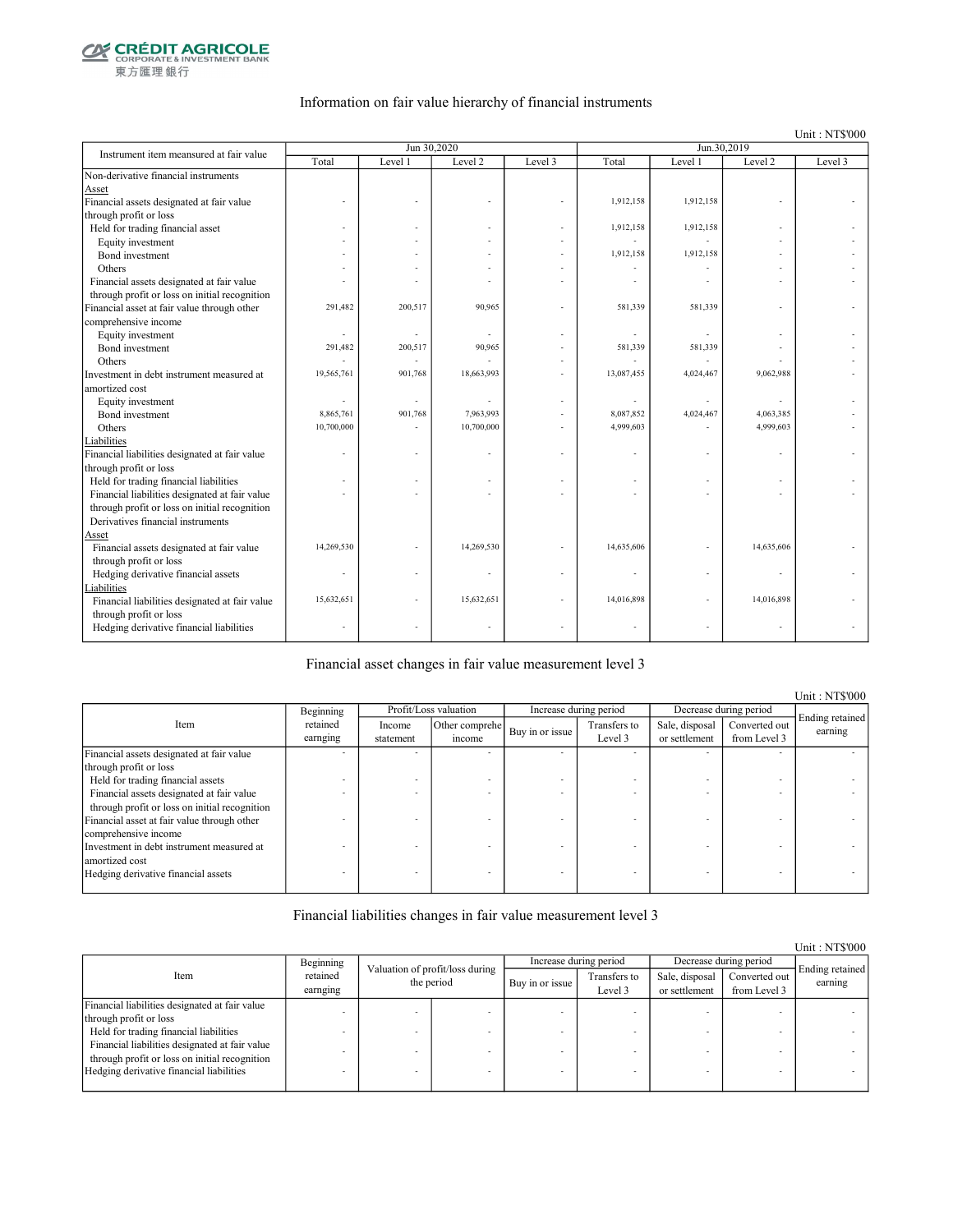## Information on fair value hierarchy of financial instruments

Unit : NT$'000

| Instrument item meansured at fair value | Jun 30,2020 | | | | Jun.30,2019 | | | |
|---|---|---|---|---|---|---|---|---|
| | Total | Level 1 | Level 2 | Level 3 | Total | Level 1 | Level 2 | Level 3 |
| Non-derivative financial instruments | | | | | | | | |
| Asset | | | | | | | | |
| Financial assets designated at fair value through profit or loss | - | - | - | - | 1,912,158 | 1,912,158 | - | - |
| Held for trading financial asset | - | - | - | - | 1,912,158 | 1,912,158 | - | - |
| Equity investment | - | - | - | - | - | - | - | - |
| Bond investment | - | - | - | - | 1,912,158 | 1,912,158 | - | - |
| Others | - | - | - | - | - | - | - | - |
| Financial assets designated at fair value through profit or loss on initial recognition | - | - | - | - | - | - | - | - |
| Financial asset at fair value through other comprehensive income | 291,482 | 200,517 | 90,965 | - | 581,339 | 581,339 | - | - |
| Equity investment | - | - | - | - | - | - | - | - |
| Bond investment | 291,482 | 200,517 | 90,965 | - | 581,339 | 581,339 | - | - |
| Others | - | - | - | - | - | - | - | - |
| Investment in debt instrument measured at amortized cost | 19,565,761 | 901,768 | 18,663,993 | - | 13,087,455 | 4,024,467 | 9,062,988 | - |
| Equity investment | - | - | - | - | - | - | - | - |
| Bond investment | 8,865,761 | 901,768 | 7,963,993 | - | 8,087,852 | 4,024,467 | 4,063,385 | - |
| Others | 10,700,000 | - | 10,700,000 | - | 4,999,603 | - | 4,999,603 | - |
| Liabilities | | | | | | | | |
| Financial liabilities designated at fair value through profit or loss | - | - | - | - | - | - | - | - |
| Held for trading financial liabilities | - | - | - | - | - | - | - | - |
| Financial liabilities designated at fair value through profit or loss on initial recognition | - | - | - | - | - | - | - | - |
| Derivatives financial instruments | | | | | | | | |
| Asset | | | | | | | | |
| Financial assets designated at fair value through profit or loss | 14,269,530 | - | 14,269,530 | - | 14,635,606 | - | 14,635,606 | - |
| Hedging derivative financial assets | - | - | - | - | - | - | - | - |
| Liabilities | | | | | | | | |
| Financial liabilities designated at fair value through profit or loss | 15,632,651 | - | 15,632,651 | - | 14,016,898 | - | 14,016,898 | - |
| Hedging derivative financial liabilities | - | - | - | - | - | - | - | - |

## Financial asset changes in fair value measurement level 3

Unit : NT$'000

| Item | Beginning retained earnging | Profit/Loss valuation | | Increase during period | | Decrease during period | | Ending retained earning |
|---|---|---|---|---|---|---|---|---|
| | | Income statement | Other comprehe income | Buy in or issue | Transfers to Level 3 | Sale, disposal or settlement | Converted out from Level 3 | |
| Financial assets designated at fair value through profit or loss | - | - | - | - | - | - | - | - |
| Held for trading financial assets | - | - | - | - | - | - | - | - |
| Financial assets designated at fair value through profit or loss on initial recognition | - | - | - | - | - | - | - | - |
| Financial asset at fair value through other comprehensive income | - | - | - | - | - | - | - | - |
| Investment in debt instrument measured at amortized cost | - | - | - | - | - | - | - | - |
| Hedging derivative financial assets | - | - | - | - | - | - | - | - |

## Financial liabilities changes in fair value measurement level 3

Unit : NT$'000

| Item | Beginning retained earnging | Valuation of profit/loss during the period | | Increase during period | | Decrease during period | | Ending retained earning |
|---|---|---|---|---|---|---|---|---|
| | | | | Buy in or issue | Transfers to Level 3 | Sale, disposal or settlement | Converted out from Level 3 | |
| Financial liabilities designated at fair value through profit or loss | - | - | - | - | - | - | - | - |
| Held for trading financial liabilities | - | - | - | - | - | - | - | - |
| Financial liabilities designated at fair value through profit or loss on initial recognition | - | - | - | - | - | - | - | - |
| Hedging derivative financial liabilities | - | - | - | - | - | - | - | - |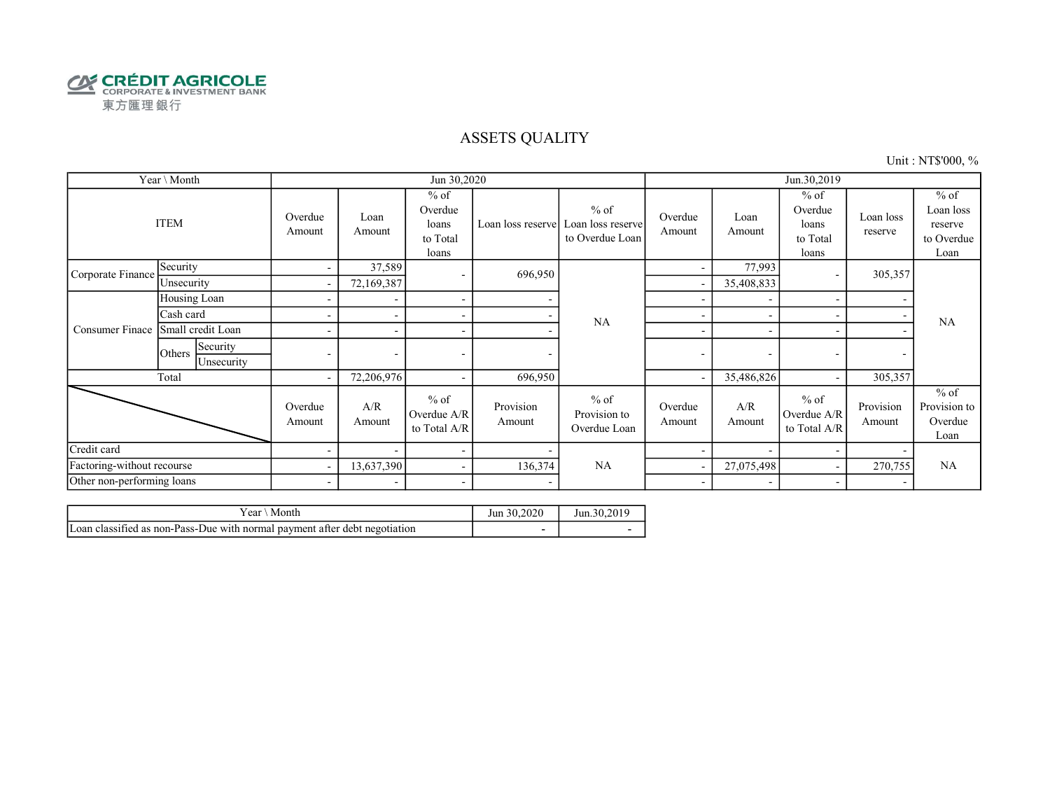CRÉDIT AGRICOLE
CORPORATE & INVESTMENT BANK
東方匯理銀行

# ASSETS QUALITY

Unit : NT$'000, %

| Year \ Month | | | Jun 30,2020 | | | | | Jun.30,2019 | | | | |
|---|---|---|---|---|---|---|---|---|---|---|---|---|
| ITEM | | | Overdue Amount | Loan Amount | % of Overdue loans to Total loans | Loan loss reserve | % of Loan loss reserve to Overdue Loan | Overdue Amount | Loan Amount | % of Overdue loans to Total loans | Loan loss reserve | % of Loan loss reserve to Overdue Loan |
| Corporate Finance | Security | | - | 37,589 | - | 696,950 | NA | - | 77,993 | - | 305,357 | NA |
| | Unsecurity | | - | 72,169,387 | | | | - | 35,408,833 | | | |
| Consumer Finace | Housing Loan | | - | - | - | - | | - | - | - | - | |
| | Cash card | | - | - | - | - | | - | - | - | - | |
| | Small credit Loan | | - | - | - | - | | - | - | - | - | |
| | Others | Security | - | - | - | - | | - | - | - | - | |
| | | Unsecurity | | | | | | | | | | |
| Total | | | - | 72,206,976 | - | 696,950 | | - | 35,486,826 | - | 305,357 | |
| | | | Overdue Amount | A/R Amount | % of Overdue A/R to Total A/R | Provision Amount | % of Provision to Overdue Loan | Overdue Amount | A/R Amount | % of Overdue A/R to Total A/R | Provision Amount | % of Provision to Overdue Loan |
| Credit card | | | - | - | - | - | NA | - | - | - | - | NA |
| Factoring-without recourse | | | - | 13,637,390 | - | 136,374 | | - | 27,075,498 | - | 270,755 | |
| Other non-performing loans | | | - | - | - | - | | - | - | - | - | |

| Year \ Month | Jun 30,2020 | Jun.30,2019 |
|---|---|---|
| Loan classified as non-Pass-Due with normal payment after debt negotiation | - | - |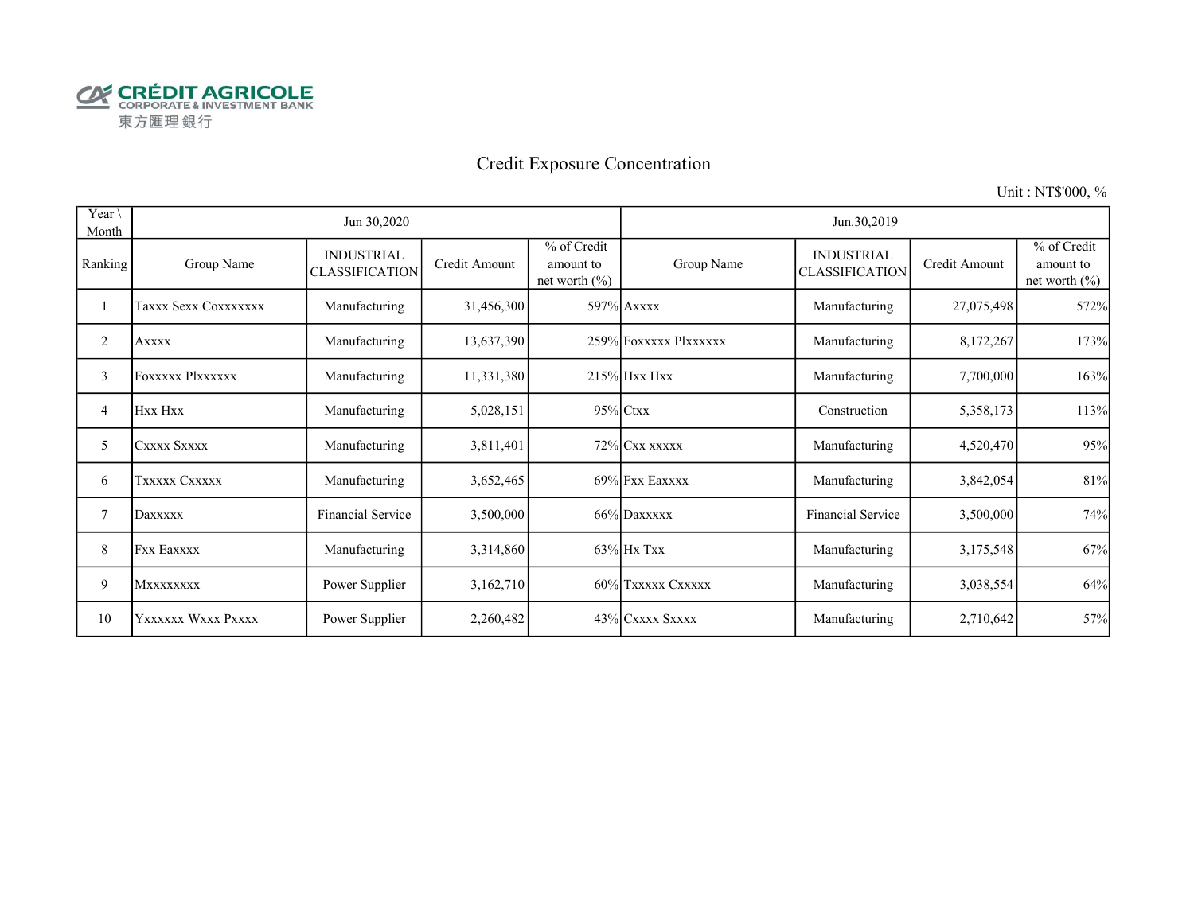CRÉDIT AGRICOLE
CORPORATE & INVESTMENT BANK
東方匯理銀行

# Credit Exposure Concentration

Unit : NT$'000, %

| Year \ Month | Jun 30,2020 | | | | Jun.30,2019 | | | |
|---|---|---|---|---|---|---|---|---|
| Ranking | Group Name | INDUSTRIAL CLASSIFICATION | Credit Amount | % of Credit amount to net worth (%) | Group Name | INDUSTRIAL CLASSIFICATION | Credit Amount | % of Credit amount to net worth (%) |
| 1 | Taxxx Sexx Coxxxxxxx | Manufacturing | 31,456,300 | 597% | Axxxx | Manufacturing | 27,075,498 | 572% |
| 2 | Axxxx | Manufacturing | 13,637,390 | 259% | Foxxxxx Plxxxxxx | Manufacturing | 8,172,267 | 173% |
| 3 | Foxxxxx Plxxxxxx | Manufacturing | 11,331,380 | 215% | Hxx Hxx | Manufacturing | 7,700,000 | 163% |
| 4 | Hxx Hxx | Manufacturing | 5,028,151 | 95% | Ctxx | Construction | 5,358,173 | 113% |
| 5 | Cxxxx Sxxxx | Manufacturing | 3,811,401 | 72% | Cxx xxxxx | Manufacturing | 4,520,470 | 95% |
| 6 | Txxxxx Cxxxxx | Manufacturing | 3,652,465 | 69% | Fxx Eaxxxx | Manufacturing | 3,842,054 | 81% |
| 7 | Daxxxxx | Financial Service | 3,500,000 | 66% | Daxxxxx | Financial Service | 3,500,000 | 74% |
| 8 | Fxx Eaxxxx | Manufacturing | 3,314,860 | 63% | Hx Txx | Manufacturing | 3,175,548 | 67% |
| 9 | Mxxxxxxxx | Power Supplier | 3,162,710 | 60% | Txxxxx Cxxxxx | Manufacturing | 3,038,554 | 64% |
| 10 | Yxxxxxx Wxxx Pxxxx | Power Supplier | 2,260,482 | 43% | Cxxxx Sxxxx | Manufacturing | 2,710,642 | 57% |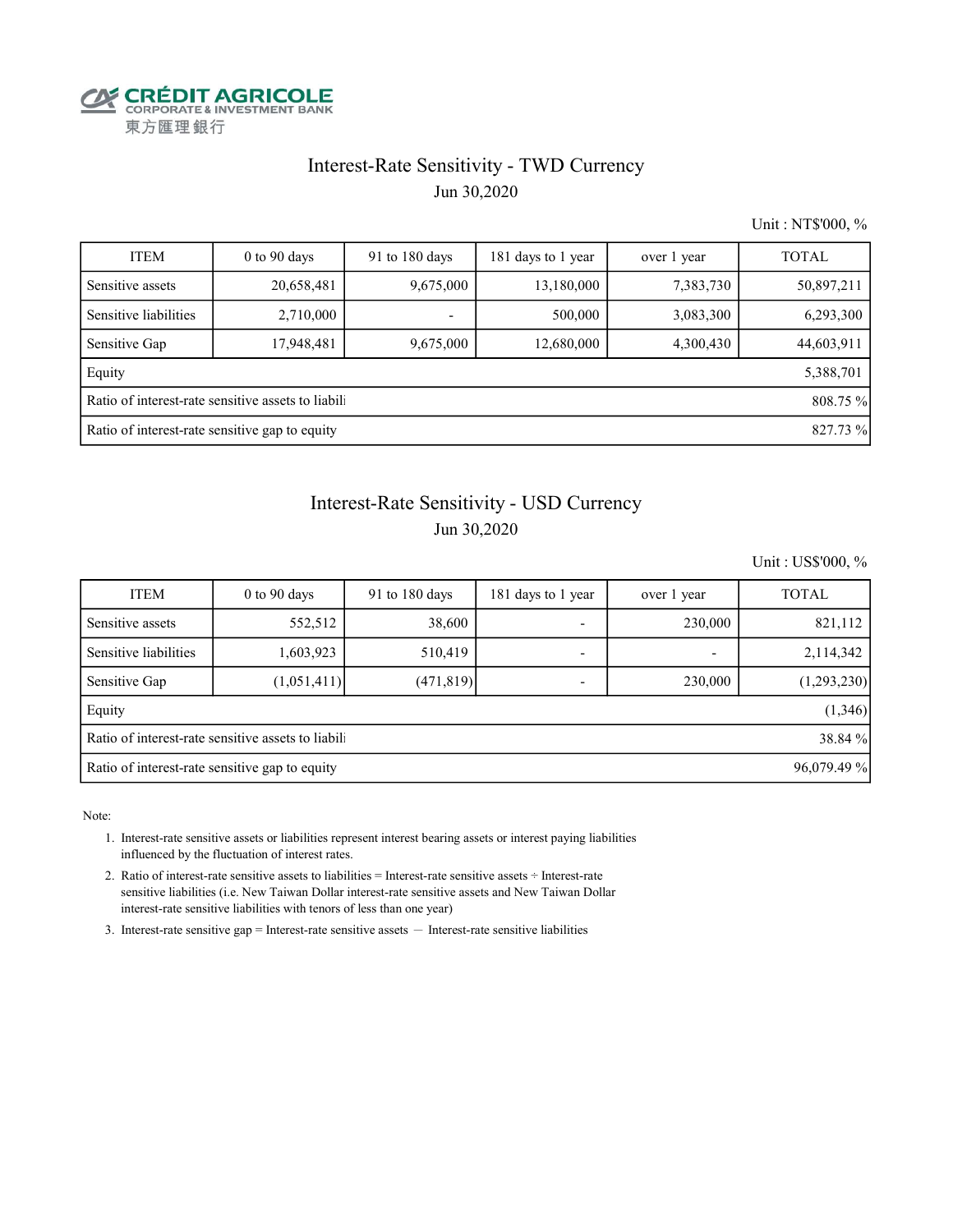CRÉDIT AGRICOLE
CORPORATE & INVESTMENT BANK
東方匯理銀行

# Interest-Rate Sensitivity - TWD Currency

Jun 30,2020

Unit : NT$'000, %

| ITEM | 0 to 90 days | 91 to 180 days | 181 days to 1 year | over 1 year | TOTAL |
|---|---|---|---|---|---|
| Sensitive assets | 20,658,481 | 9,675,000 | 13,180,000 | 7,383,730 | 50,897,211 |
| Sensitive liabilities | 2,710,000 | - | 500,000 | 3,083,300 | 6,293,300 |
| Sensitive Gap | 17,948,481 | 9,675,000 | 12,680,000 | 4,300,430 | 44,603,911 |
| Equity | | | | | 5,388,701 |
| Ratio of interest-rate sensitive assets to liabili | | | | | 808.75 % |
| Ratio of interest-rate sensitive gap to equity | | | | | 827.73 % |

# Interest-Rate Sensitivity - USD Currency

Jun 30,2020

Unit : US$'000, %

| ITEM | 0 to 90 days | 91 to 180 days | 181 days to 1 year | over 1 year | TOTAL |
|---|---|---|---|---|---|
| Sensitive assets | 552,512 | 38,600 | - | 230,000 | 821,112 |
| Sensitive liabilities | 1,603,923 | 510,419 | - | - | 2,114,342 |
| Sensitive Gap | (1,051,411) | (471,819) | - | 230,000 | (1,293,230) |
| Equity | | | | | (1,346) |
| Ratio of interest-rate sensitive assets to liabili | | | | | 38.84 % |
| Ratio of interest-rate sensitive gap to equity | | | | | 96,079.49 % |

Note:

1. Interest-rate sensitive assets or liabilities represent interest bearing assets or interest paying liabilities influenced by the fluctuation of interest rates.
2. Ratio of interest-rate sensitive assets to liabilities = Interest-rate sensitive assets ÷ Interest-rate sensitive liabilities (i.e. New Taiwan Dollar interest-rate sensitive assets and New Taiwan Dollar interest-rate sensitive liabilities with tenors of less than one year)
3. Interest-rate sensitive gap = Interest-rate sensitive assets － Interest-rate sensitive liabilities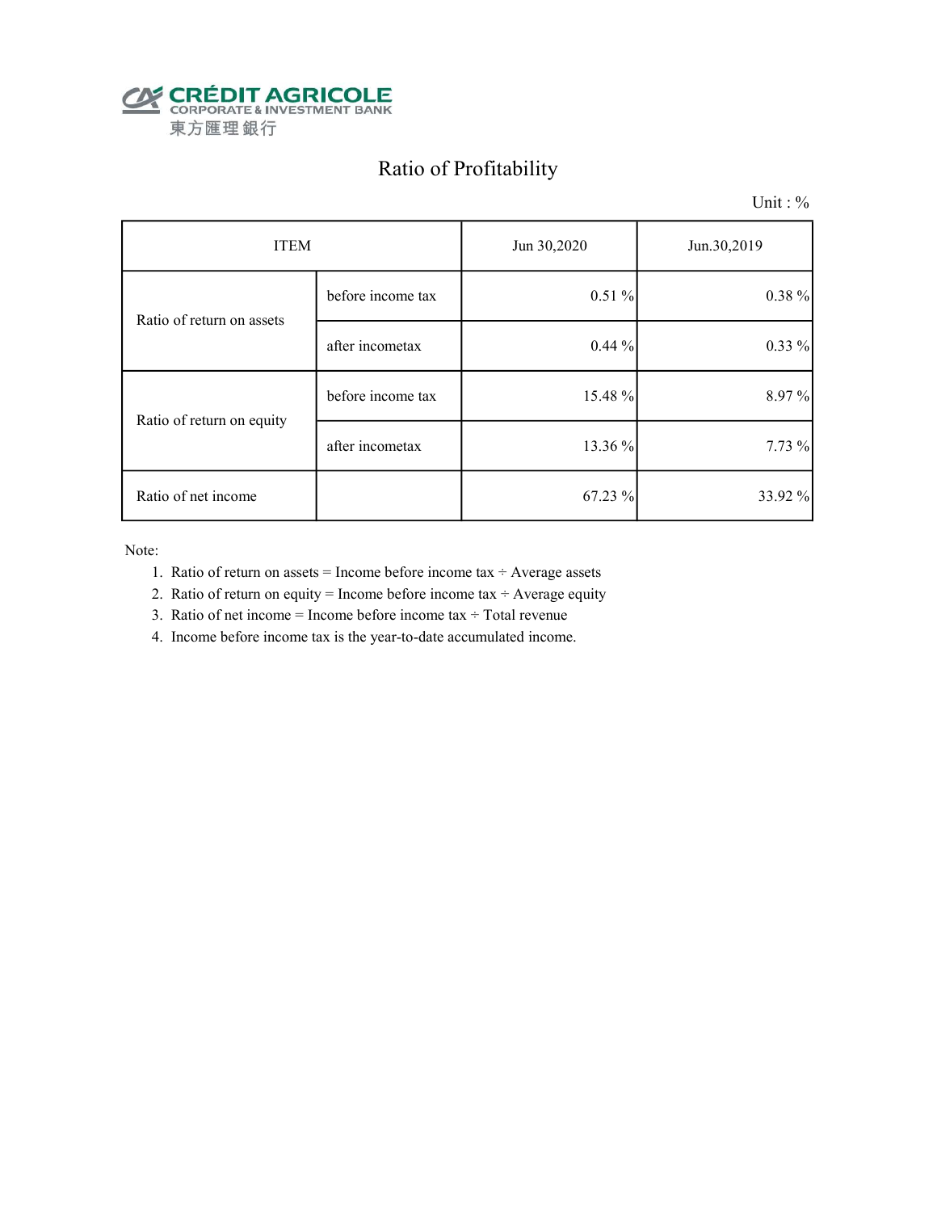CRÉDIT AGRICOLE
CORPORATE & INVESTMENT BANK
東方匯理銀行

# Ratio of Profitability

Unit : %

| ITEM | | Jun 30,2020 | Jun.30,2019 |
|---|---|---|---|
| Ratio of return on assets | before income tax | 0.51 % | 0.38 % |
| | after incometax | 0.44 % | 0.33 % |
| Ratio of return on equity | before income tax | 15.48 % | 8.97 % |
| | after incometax | 13.36 % | 7.73 % |
| Ratio of net income | | 67.23 % | 33.92 % |

Note:

1. Ratio of return on assets = Income before income tax ÷ Average assets
2. Ratio of return on equity = Income before income tax ÷ Average equity
3. Ratio of net income = Income before income tax ÷ Total revenue
4. Income before income tax is the year-to-date accumulated income.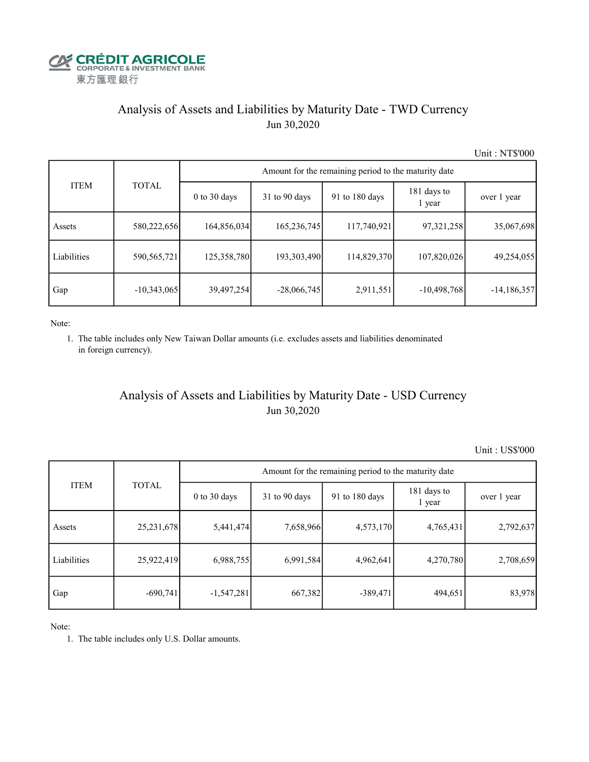CRÉDIT AGRICOLE
CORPORATE & INVESTMENT BANK
東方匯理銀行

## Analysis of Assets and Liabilities by Maturity Date - TWD Currency

Jun 30,2020

Unit : NT$'000

| ITEM | TOTAL | Amount for the remaining period to the maturity date | | | | |
|---|---|---|---|---|---|---|
| | | 0 to 30 days | 31 to 90 days | 91 to 180 days | 181 days to 1 year | over 1 year |
| Assets | 580,222,656 | 164,856,034 | 165,236,745 | 117,740,921 | 97,321,258 | 35,067,698 |
| Liabilities | 590,565,721 | 125,358,780 | 193,303,490 | 114,829,370 | 107,820,026 | 49,254,055 |
| Gap | -10,343,065 | 39,497,254 | -28,066,745 | 2,911,551 | -10,498,768 | -14,186,357 |

Note:

1. The table includes only New Taiwan Dollar amounts (i.e. excludes assets and liabilities denominated in foreign currency).

## Analysis of Assets and Liabilities by Maturity Date - USD Currency

Jun 30,2020

Unit : US$'000

| ITEM | TOTAL | Amount for the remaining period to the maturity date | | | | |
|---|---|---|---|---|---|---|
| | | 0 to 30 days | 31 to 90 days | 91 to 180 days | 181 days to 1 year | over 1 year |
| Assets | 25,231,678 | 5,441,474 | 7,658,966 | 4,573,170 | 4,765,431 | 2,792,637 |
| Liabilities | 25,922,419 | 6,988,755 | 6,991,584 | 4,962,641 | 4,270,780 | 2,708,659 |
| Gap | -690,741 | -1,547,281 | 667,382 | -389,471 | 494,651 | 83,978 |

Note:

1. The table includes only U.S. Dollar amounts.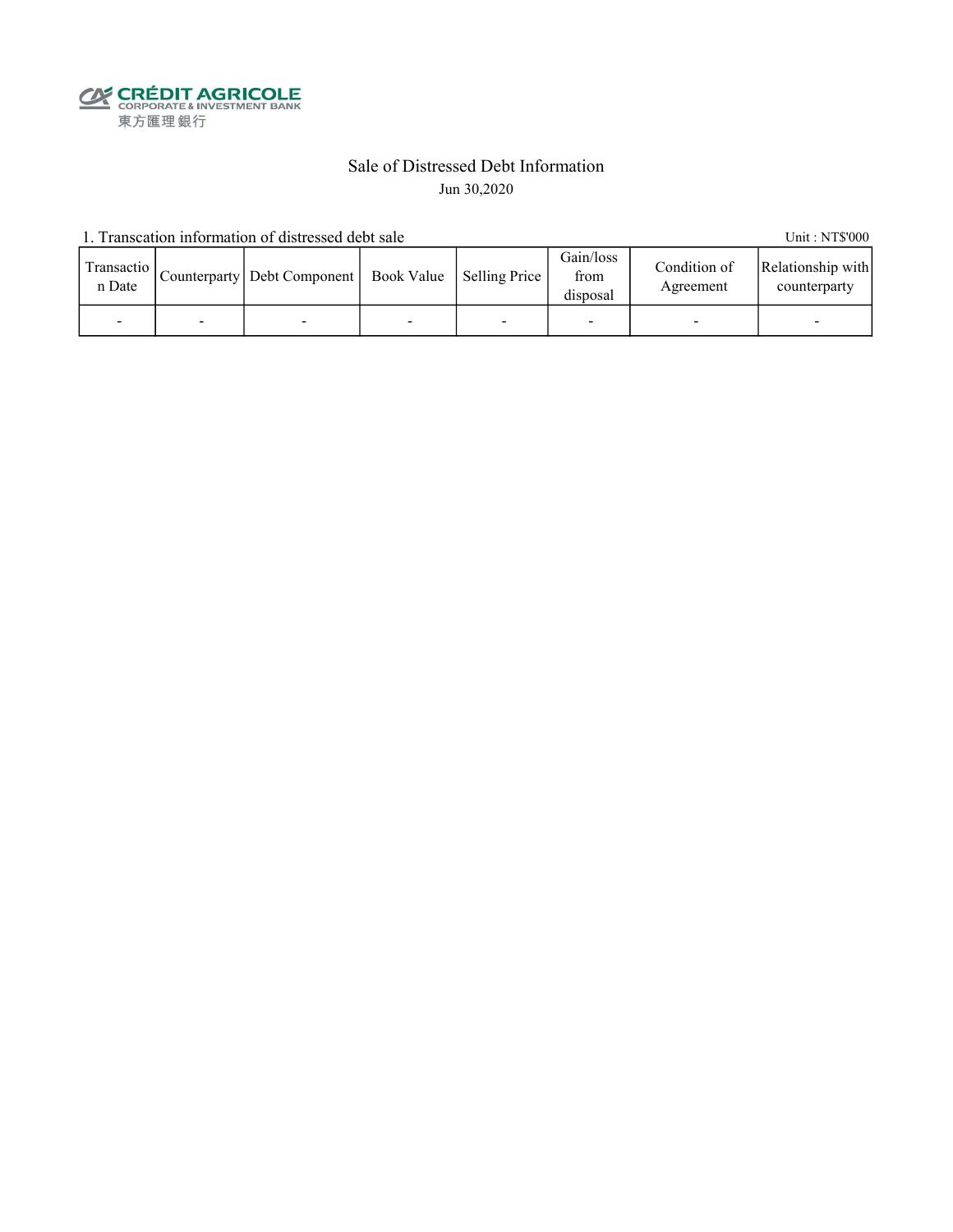CRÉDIT AGRICOLE
CORPORATE & INVESTMENT BANK
東方匯理銀行

# Sale of Distressed Debt Information

Jun 30,2020

1. Transcation information of distressed debt sale

Unit : NT$'000

| Transaction Date | Counterparty | Debt Component | Book Value | Selling Price | Gain/loss from disposal | Condition of Agreement | Relationship with counterparty |
|---|---|---|---|---|---|---|---|
| - | - | - | - | - | - | - | - |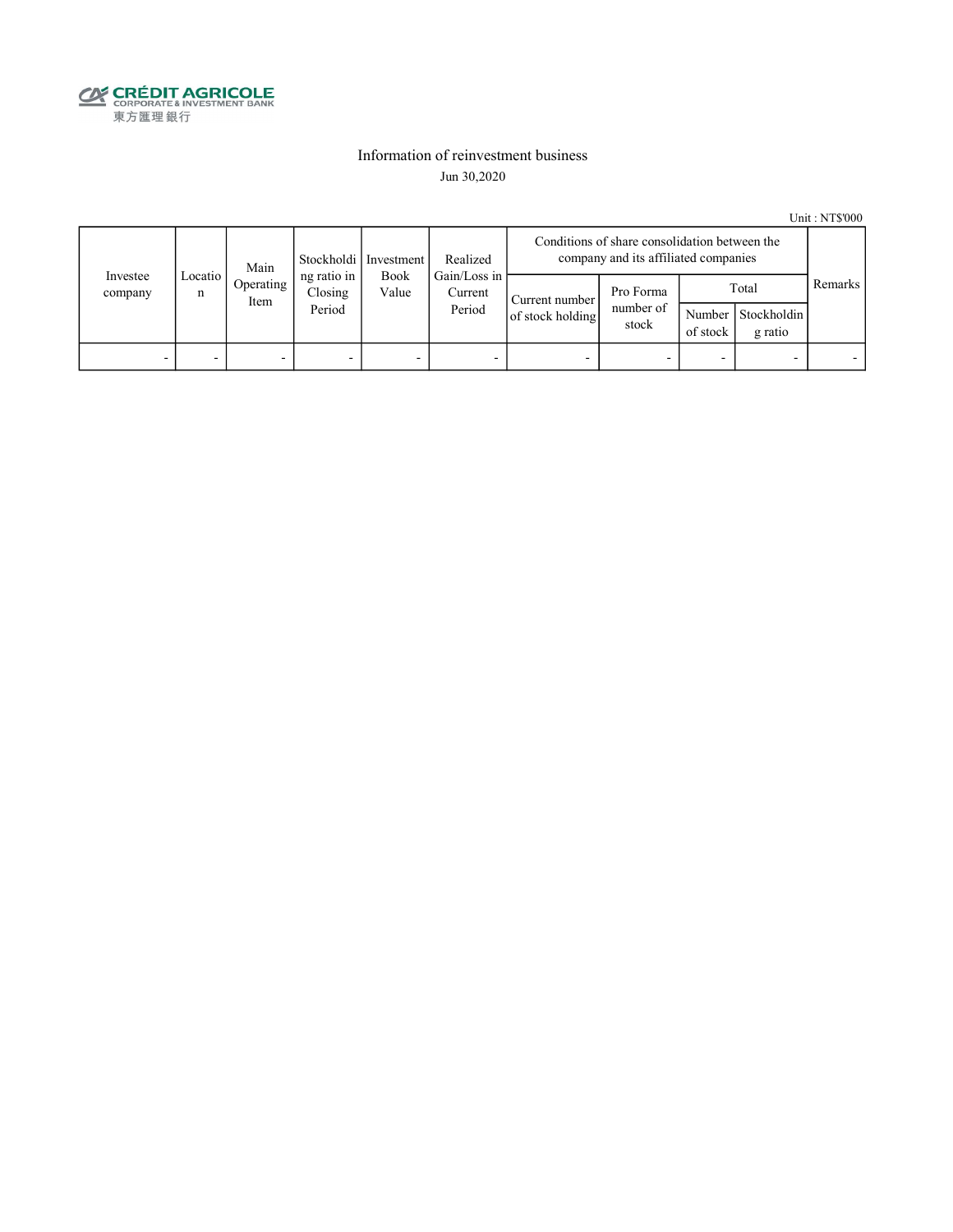CRÉDIT AGRICOLE
CORPORATE & INVESTMENT BANK
東方匯理銀行

# Information of reinvestment business

Jun 30,2020

Unit : NT$'000

| Investee company | Location | Main Operating Item | Stockholding ratio in Closing Period | Investment Book Value | Realized Gain/Loss in Current Period | Conditions of share consolidation between the company and its affiliated companies | | | | Remarks |
|---|---|---|---|---|---|---|---|---|---|---|
| | | | | | | Current number of stock holding | Pro Forma number of stock | Total | | |
| | | | | | | | | Number of stock | Stockholding ratio | |
| - | - | - | - | - | - | - | - | - | - | - |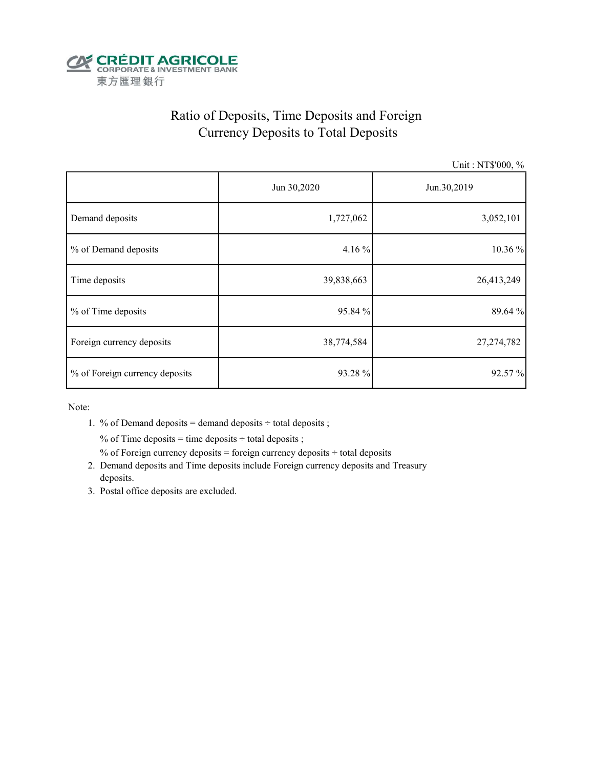CRÉDIT AGRICOLE
CORPORATE & INVESTMENT BANK
東方匯理銀行

# Ratio of Deposits, Time Deposits and Foreign Currency Deposits to Total Deposits

Unit : NT$'000, %

| | Jun 30,2020 | Jun.30,2019 |
|---|---:|---:|
| Demand deposits | 1,727,062 | 3,052,101 |
| % of Demand deposits | 4.16 % | 10.36 % |
| Time deposits | 39,838,663 | 26,413,249 |
| % of Time deposits | 95.84 % | 89.64 % |
| Foreign currency deposits | 38,774,584 | 27,274,782 |
| % of Foreign currency deposits | 93.28 % | 92.57 % |

Note:

1. % of Demand deposits = demand deposits ÷ total deposits ;
   % of Time deposits = time deposits ÷ total deposits ;
   % of Foreign currency deposits = foreign currency deposits ÷ total deposits
2. Demand deposits and Time deposits include Foreign currency deposits and Treasury deposits.
3. Postal office deposits are excluded.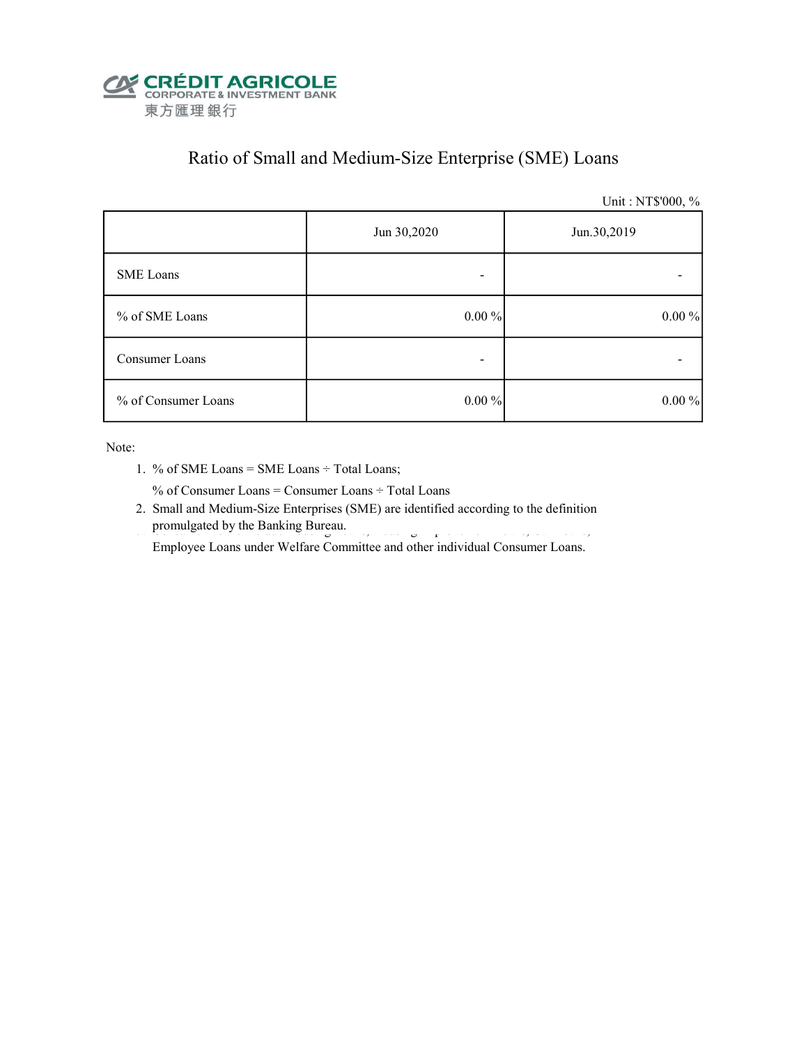CRÉDIT AGRICOLE
CORPORATE & INVESTMENT BANK
東方匯理銀行

# Ratio of Small and Medium-Size Enterprise (SME) Loans

Unit : NT$'000, %

| | Jun 30,2020 | Jun.30,2019 |
|---|---|---|
| SME Loans | - | - |
| % of SME Loans | 0.00 % | 0.00 % |
| Consumer Loans | - | - |
| % of Consumer Loans | 0.00 % | 0.00 % |

Note:

1. % of SME Loans = SME Loans ÷ Total Loans;

   % of Consumer Loans = Consumer Loans ÷ Total Loans
2. Small and Medium-Size Enterprises (SME) are identified according to the definition promulgated by the Banking Bureau.

   Employee Loans under Welfare Committee and other individual Consumer Loans.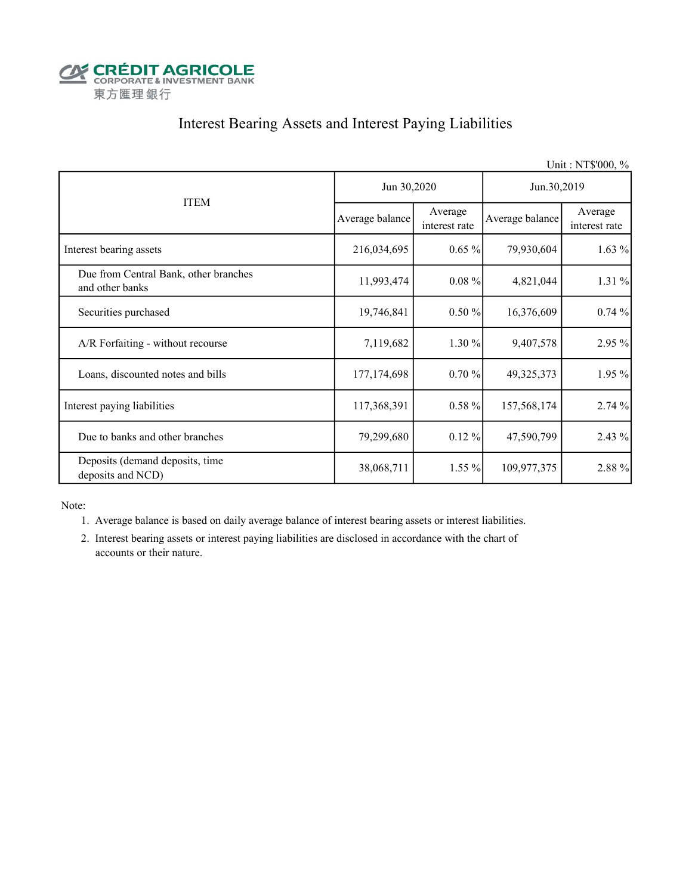CRÉDIT AGRICOLE
CORPORATE & INVESTMENT BANK
東方匯理銀行

# Interest Bearing Assets and Interest Paying Liabilities

Unit : NT$'000, %

| ITEM | Jun 30,2020 | | Jun.30,2019 | |
|---|---|---|---|---|
| | Average balance | Average interest rate | Average balance | Average interest rate |
| Interest bearing assets | 216,034,695 | 0.65 % | 79,930,604 | 1.63 % |
| Due from Central Bank, other branches and other banks | 11,993,474 | 0.08 % | 4,821,044 | 1.31 % |
| Securities purchased | 19,746,841 | 0.50 % | 16,376,609 | 0.74 % |
| A/R Forfaiting - without recourse | 7,119,682 | 1.30 % | 9,407,578 | 2.95 % |
| Loans, discounted notes and bills | 177,174,698 | 0.70 % | 49,325,373 | 1.95 % |
| Interest paying liabilities | 117,368,391 | 0.58 % | 157,568,174 | 2.74 % |
| Due to banks and other branches | 79,299,680 | 0.12 % | 47,590,799 | 2.43 % |
| Deposits (demand deposits, time deposits and NCD) | 38,068,711 | 1.55 % | 109,977,375 | 2.88 % |

Note:

1. Average balance is based on daily average balance of interest bearing assets or interest liabilities.
2. Interest bearing assets or interest paying liabilities are disclosed in accordance with the chart of accounts or their nature.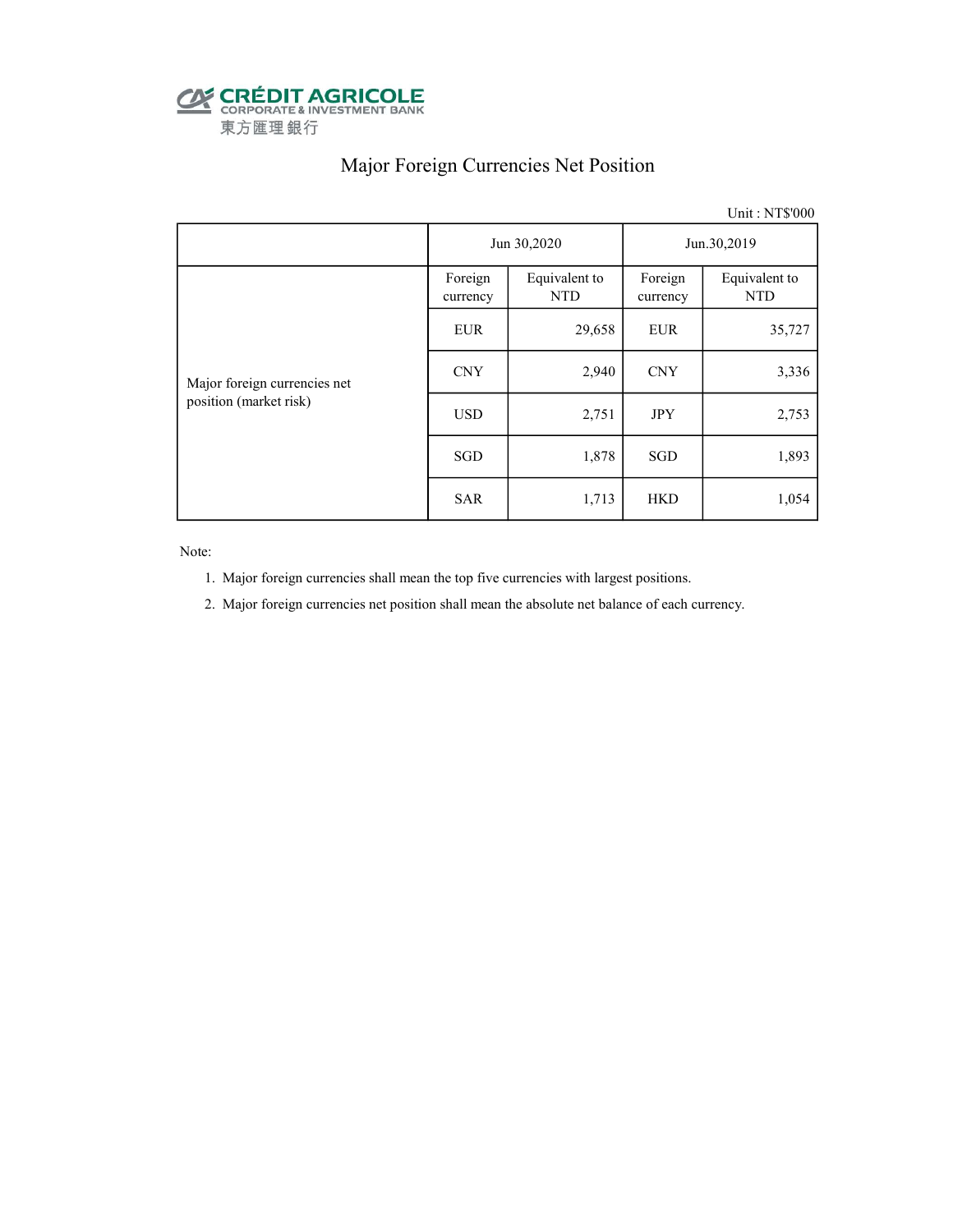CRÉDIT AGRICOLE
CORPORATE & INVESTMENT BANK
東方匯理銀行

# Major Foreign Currencies Net Position

Unit : NT$'000

| | Jun 30,2020 | | Jun.30,2019 | |
|---|---|---|---|---|
| | Foreign currency | Equivalent to NTD | Foreign currency | Equivalent to NTD |
| Major foreign currencies net position (market risk) | EUR | 29,658 | EUR | 35,727 |
| | CNY | 2,940 | CNY | 3,336 |
| | USD | 2,751 | JPY | 2,753 |
| | SGD | 1,878 | SGD | 1,893 |
| | SAR | 1,713 | HKD | 1,054 |

Note:

1. Major foreign currencies shall mean the top five currencies with largest positions.
2. Major foreign currencies net position shall mean the absolute net balance of each currency.